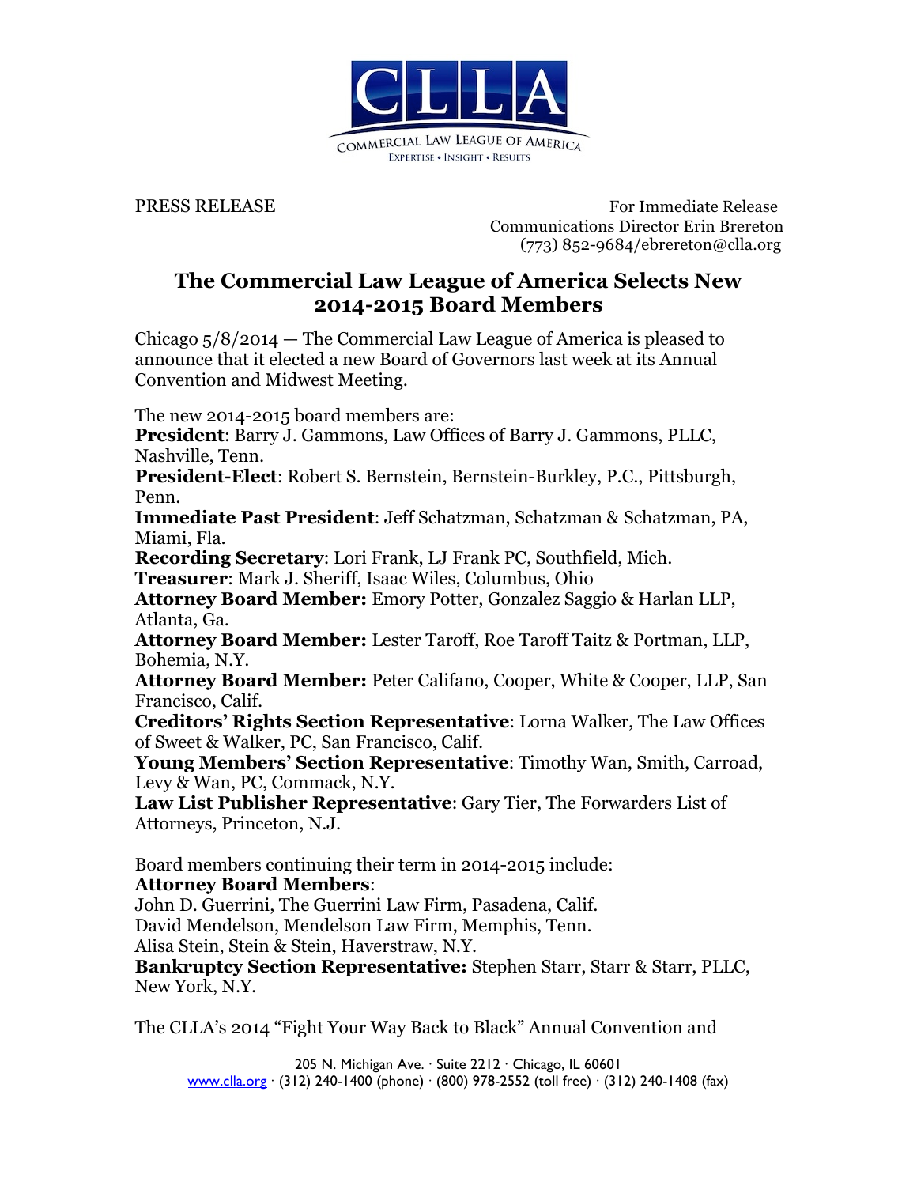CLLA

COMMERCIAL LAW LEAGUE OF AMERICA

EXPERTISE • INSIGHT • RESULTS

PRESS RELEASE

For Immediate Release
Communications Director Erin Brereton
(773) 852-9684/ebrereton@clla.org

# The Commercial Law League of America Selects New 2014-2015 Board Members

Chicago 5/8/2014 — The Commercial Law League of America is pleased to announce that it elected a new Board of Governors last week at its Annual Convention and Midwest Meeting.

The new 2014-2015 board members are:

**President**: Barry J. Gammons, Law Offices of Barry J. Gammons, PLLC, Nashville, Tenn.

**President-Elect**: Robert S. Bernstein, Bernstein-Burkley, P.C., Pittsburgh, Penn.

**Immediate Past President**: Jeff Schatzman, Schatzman & Schatzman, PA, Miami, Fla.

**Recording Secretary**: Lori Frank, LJ Frank PC, Southfield, Mich.

**Treasurer**: Mark J. Sheriff, Isaac Wiles, Columbus, Ohio

**Attorney Board Member:** Emory Potter, Gonzalez Saggio & Harlan LLP, Atlanta, Ga.

**Attorney Board Member:** Lester Taroff, Roe Taroff Taitz & Portman, LLP, Bohemia, N.Y.

**Attorney Board Member:** Peter Califano, Cooper, White & Cooper, LLP, San Francisco, Calif.

**Creditors' Rights Section Representative**: Lorna Walker, The Law Offices of Sweet & Walker, PC, San Francisco, Calif.

**Young Members' Section Representative**: Timothy Wan, Smith, Carroad, Levy & Wan, PC, Commack, N.Y.

**Law List Publisher Representative**: Gary Tier, The Forwarders List of Attorneys, Princeton, N.J.

Board members continuing their term in 2014-2015 include:

**Attorney Board Members**:

John D. Guerrini, The Guerrini Law Firm, Pasadena, Calif.

David Mendelson, Mendelson Law Firm, Memphis, Tenn.

Alisa Stein, Stein & Stein, Haverstraw, N.Y.

**Bankruptcy Section Representative:** Stephen Starr, Starr & Starr, PLLC, New York, N.Y.

The CLLA's 2014 "Fight Your Way Back to Black" Annual Convention and

205 N. Michigan Ave. · Suite 2212 · Chicago, IL 60601
www.clla.org · (312) 240-1400 (phone) · (800) 978-2552 (toll free) · (312) 240-1408 (fax)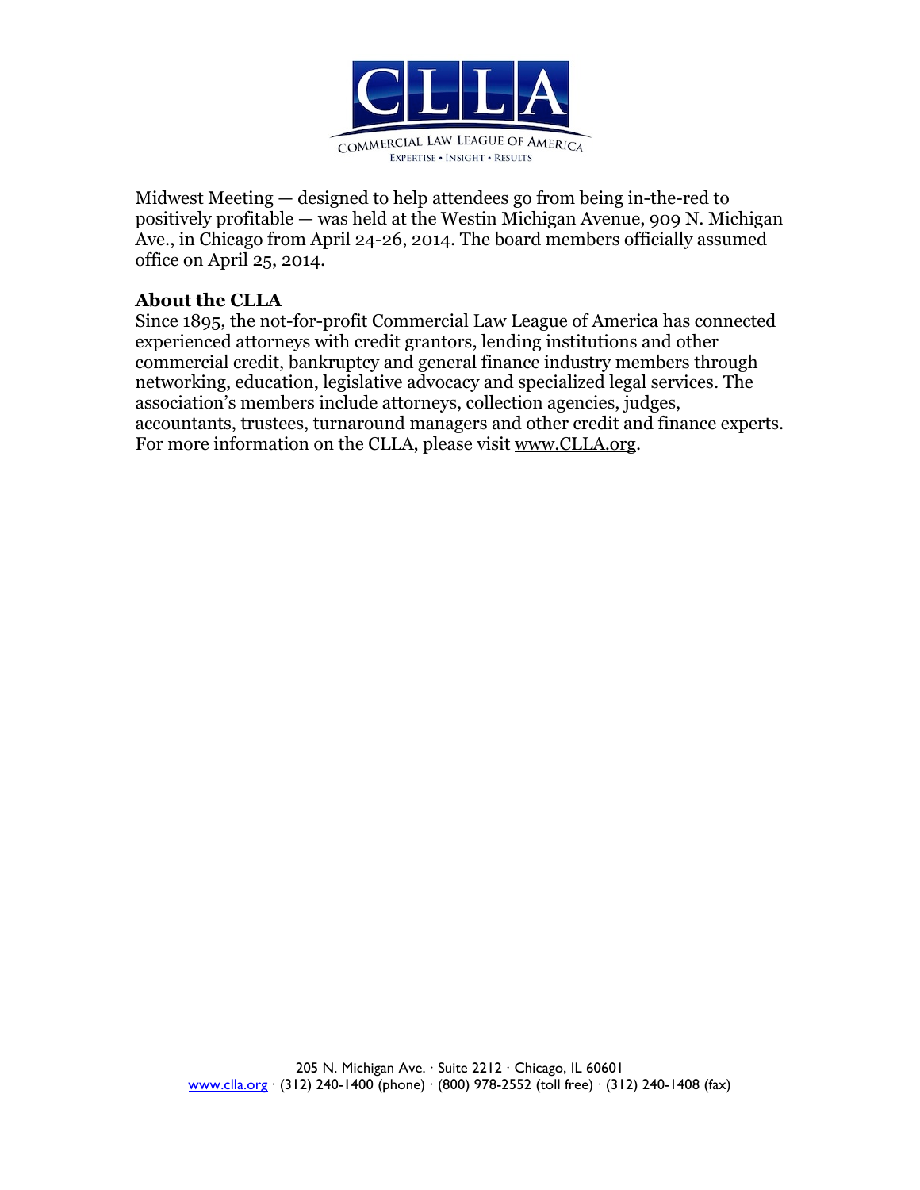Midwest Meeting — designed to help attendees go from being in-the-red to positively profitable — was held at the Westin Michigan Avenue, 909 N. Michigan Ave., in Chicago from April 24-26, 2014. The board members officially assumed office on April 25, 2014.

**About the CLLA**

Since 1895, the not-for-profit Commercial Law League of America has connected experienced attorneys with credit grantors, lending institutions and other commercial credit, bankruptcy and general finance industry members through networking, education, legislative advocacy and specialized legal services. The association's members include attorneys, collection agencies, judges, accountants, trustees, turnaround managers and other credit and finance experts. For more information on the CLLA, please visit www.CLLA.org.